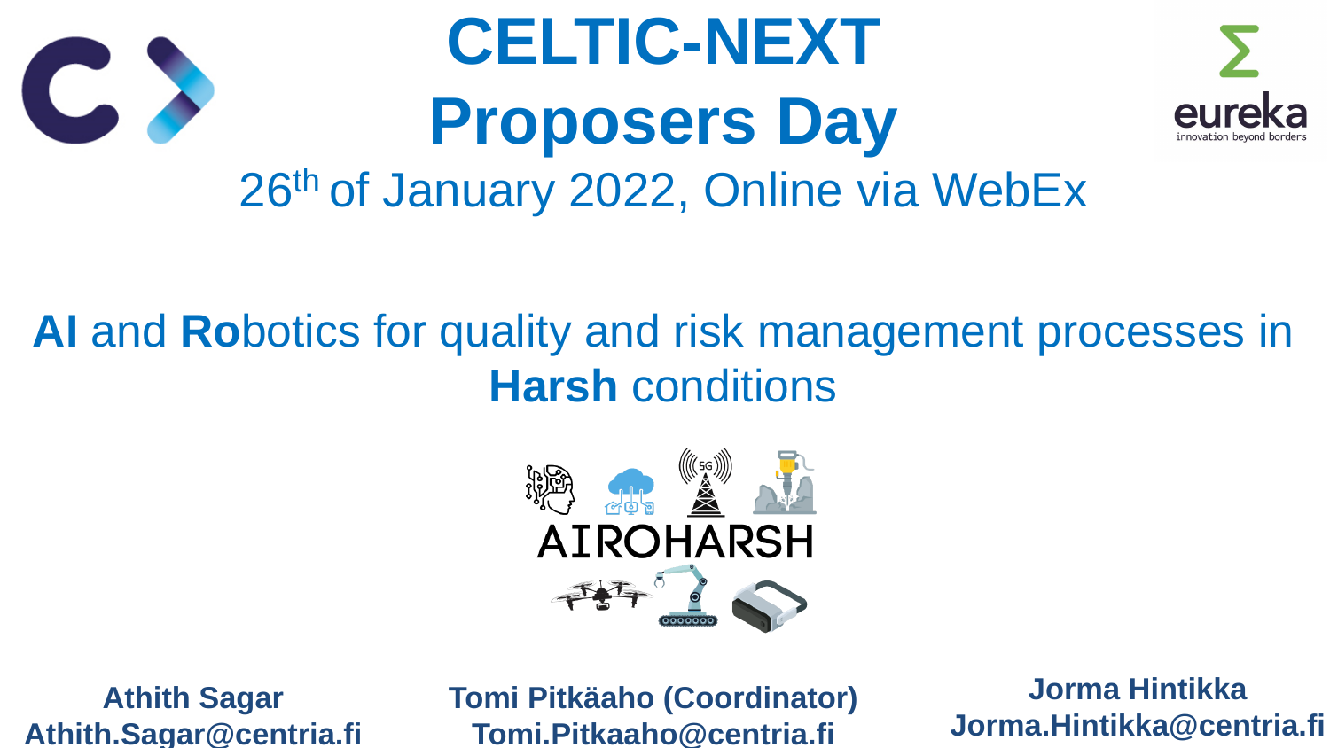# CELTIC-NEXT Proposers Day

26th of January 2022, Online via WebEx

## **AI** and **Ro**botics for quality and risk management processes in **Harsh** conditions

AIROHARSH

**Athith Sagar**
**Athith.Sagar@centria.fi**

**Tomi Pitkäaho (Coordinator)**
**Tomi.Pitkaaho@centria.fi**

**Jorma Hintikka**
**Jorma.Hintikka@centria.fi**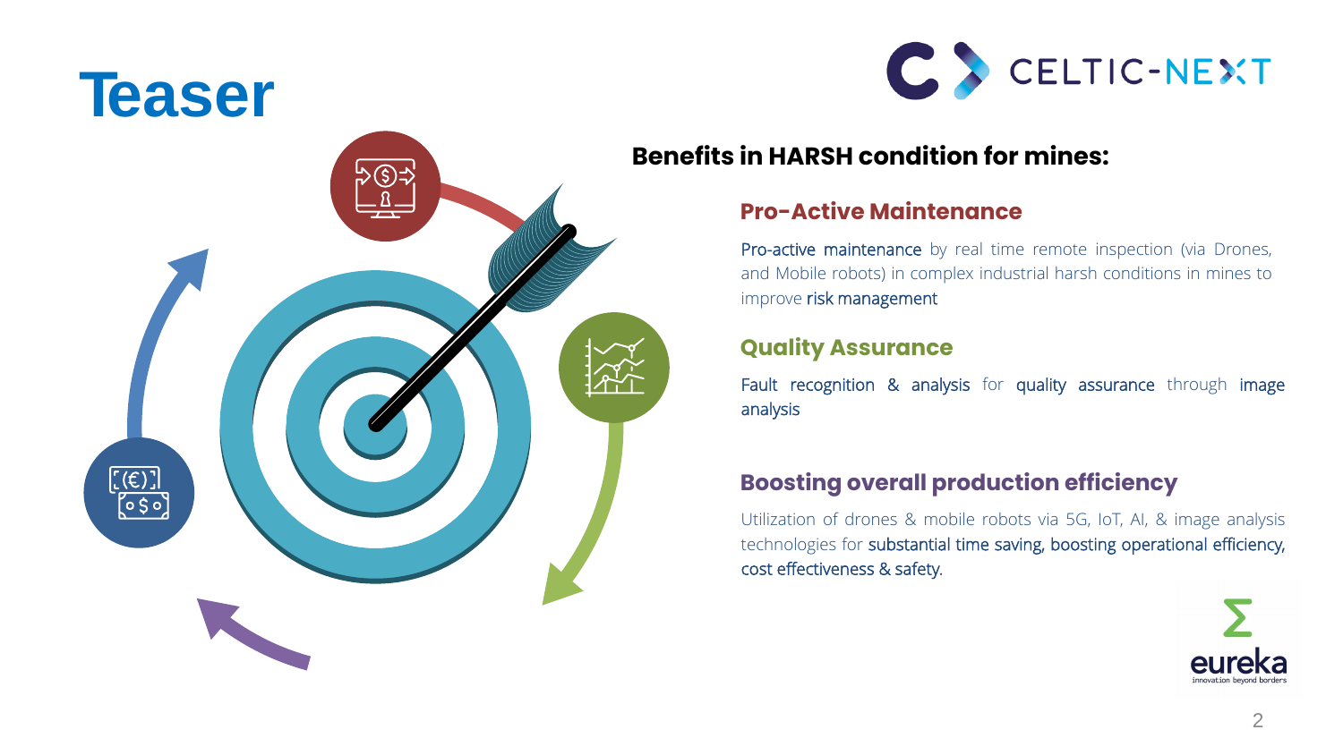# Teaser

## Benefits in HARSH condition for mines:

### Pro-Active Maintenance

Pro-active maintenance by real time remote inspection (via Drones, and Mobile robots) in complex industrial harsh conditions in mines to improve risk management

### Quality Assurance

Fault recognition & analysis for quality assurance through image analysis

### Boosting overall production efficiency

Utilization of drones & mobile robots via 5G, IoT, AI, & image analysis technologies for substantial time saving, boosting operational efficiency, cost effectiveness & safety.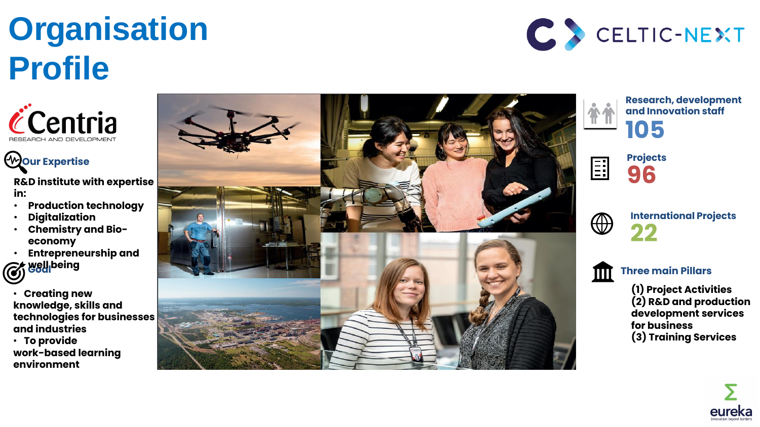# Organisation Profile

CELTIC-NEXT

Centria
RESEARCH AND DEVELOPMENT

## Our Expertise

R&D institute with expertise in:

- Production technology
- Digitalization
- Chemistry and Bio-economy
- Entrepreneurship and well being

## Goal

- Creating new knowledge, skills and technologies for businesses and industries
- To provide work-based learning environment

**Research, development and Innovation staff**
**105**

**Projects**
**96**

**International Projects**
**22**

**Three main Pillars**

(1) Project Activities
(2) R&D and production development services for business
(3) Training Services

eureka
innovation beyond borders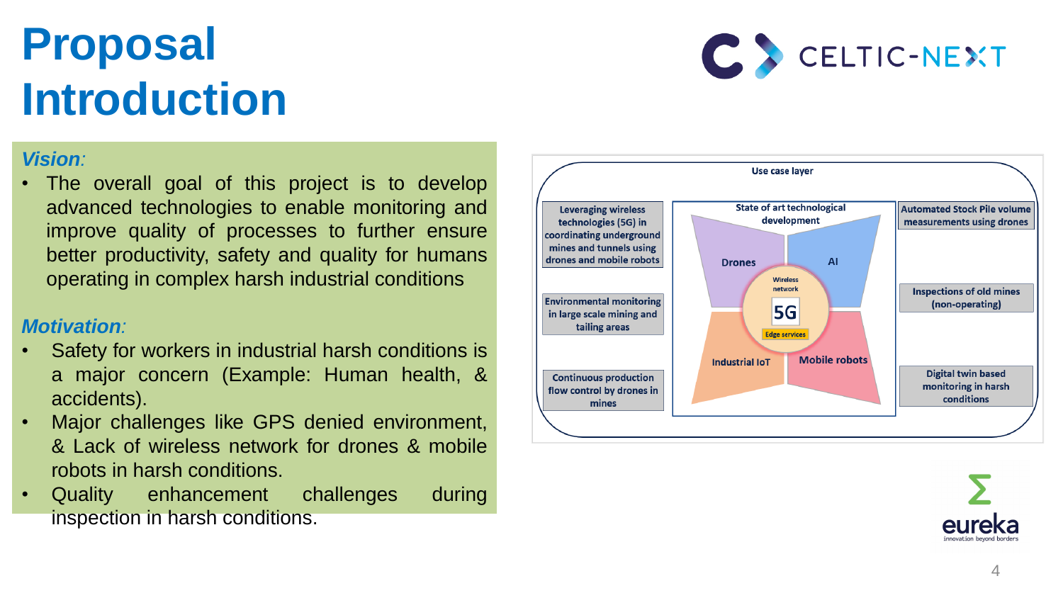# Proposal Introduction

***Vision*:**

- The overall goal of this project is to develop advanced technologies to enable monitoring and improve quality of processes to further ensure better productivity, safety and quality for humans operating in complex harsh industrial conditions

***Motivation*:**

- Safety for workers in industrial harsh conditions is a major concern (Example: Human health, & accidents).
- Major challenges like GPS denied environment, & Lack of wireless network for drones & mobile robots in harsh conditions.
- Quality enhancement challenges during inspection in harsh conditions.

**Use case layer**

- Leveraging wireless technologies (5G) in coordinating underground mines and tunnels using drones and mobile robots
- Environmental monitoring in large scale mining and tailing areas
- Continuous production flow control by drones in mines
- Automated Stock Pile volume measurements using drones
- Inspections of old mines (non-operating)
- Digital twin based monitoring in harsh conditions

**State of art technological development**

- Drones
- AI
- Industrial IoT
- Mobile robots
- Wireless network 5G – Edge services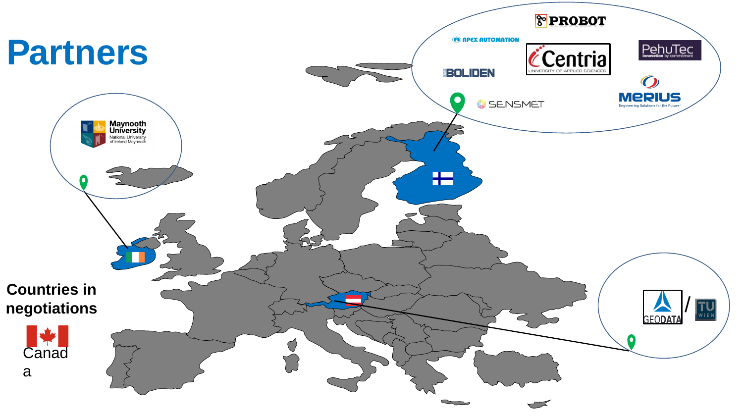# Partners

PROBOT

APEX AUTOMATION

Centria
UNIVERSITY OF APPLIED SCIENCES

PehuTec
Innovation by commitment

BOLIDEN

SENSMET

MERIUS
Engineering Solutions for the Future

Maynooth University
National University of Ireland Maynooth

GEODATA / TU WIEN

**Countries in negotiations**

Canada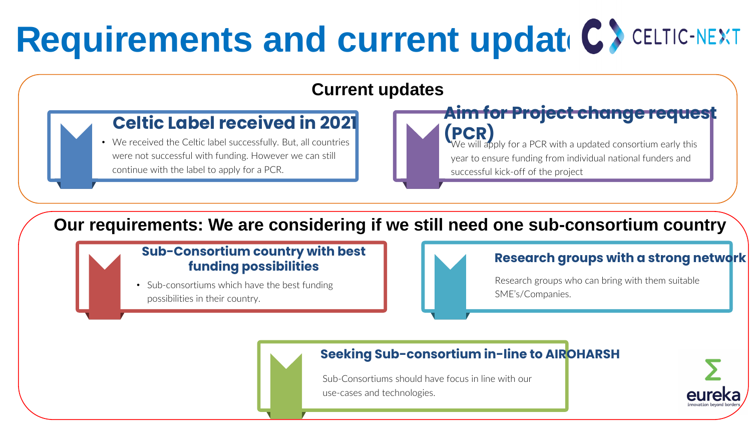# Requirements and current updat

## Current updates

### Celtic Label received in 2021

- We received the Celtic label successfully. But, all countries were not successful with funding. However we can still continue with the label to apply for a PCR.

### Aim for Project change request (PCR)

We will apply for a PCR with a updated consortium early this year to ensure funding from individual national funders and successful kick-off of the project

## Our requirements: We are considering if we still need one sub-consortium country

### Sub-Consortium country with best funding possibilities

- Sub-consortiums which have the best funding possibilities in their country.

### Research groups with a strong network

Research groups who can bring with them suitable SME's/Companies.

### Seeking Sub-consortium in-line to AIROHARSH

Sub-Consortiums should have focus in line with our use-cases and technologies.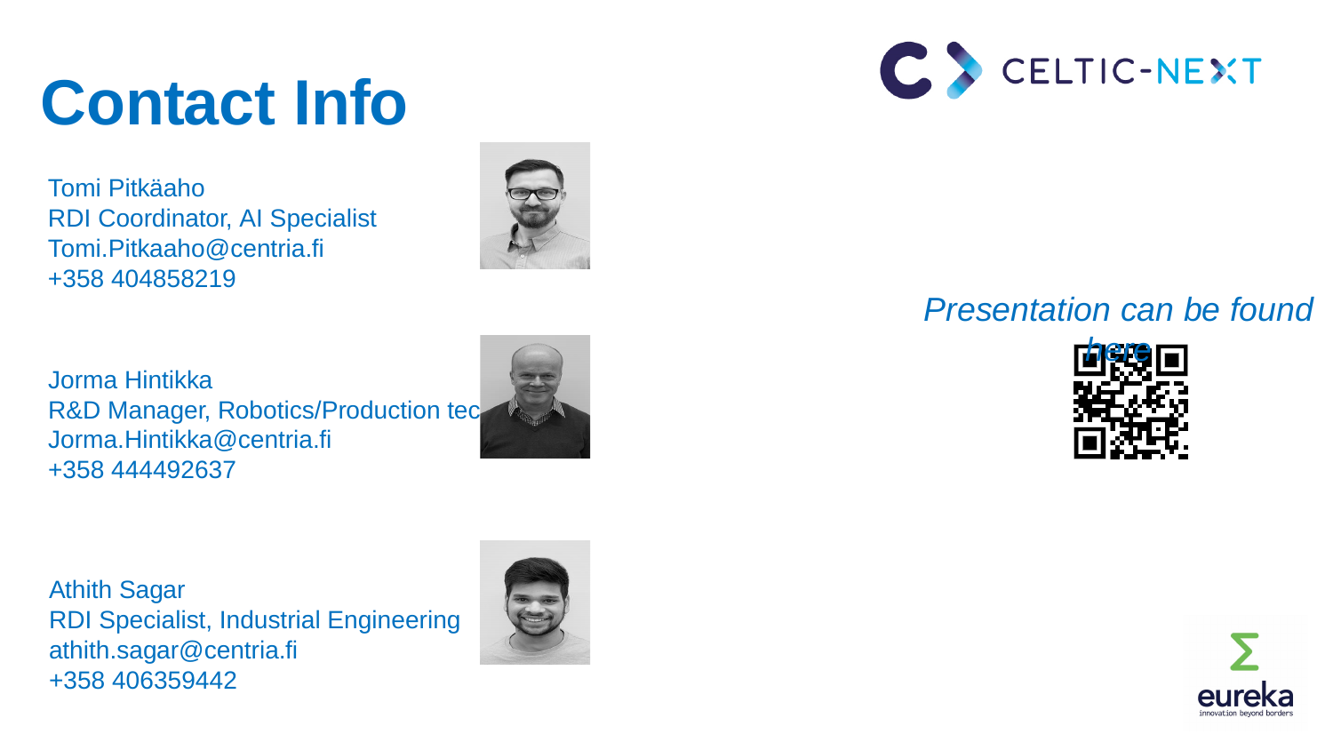# Contact Info

Tomi Pitkäaho
RDI Coordinator, AI Specialist
Tomi.Pitkaaho@centria.fi
+358 404858219

Jorma Hintikka
R&D Manager, Robotics/Production tec
Jorma.Hintikka@centria.fi
+358 444492637

Athith Sagar
RDI Specialist, Industrial Engineering
athith.sagar@centria.fi
+358 406359442

CELTIC-NEXT

*Presentation can be found here*

eureka
innovation beyond borders